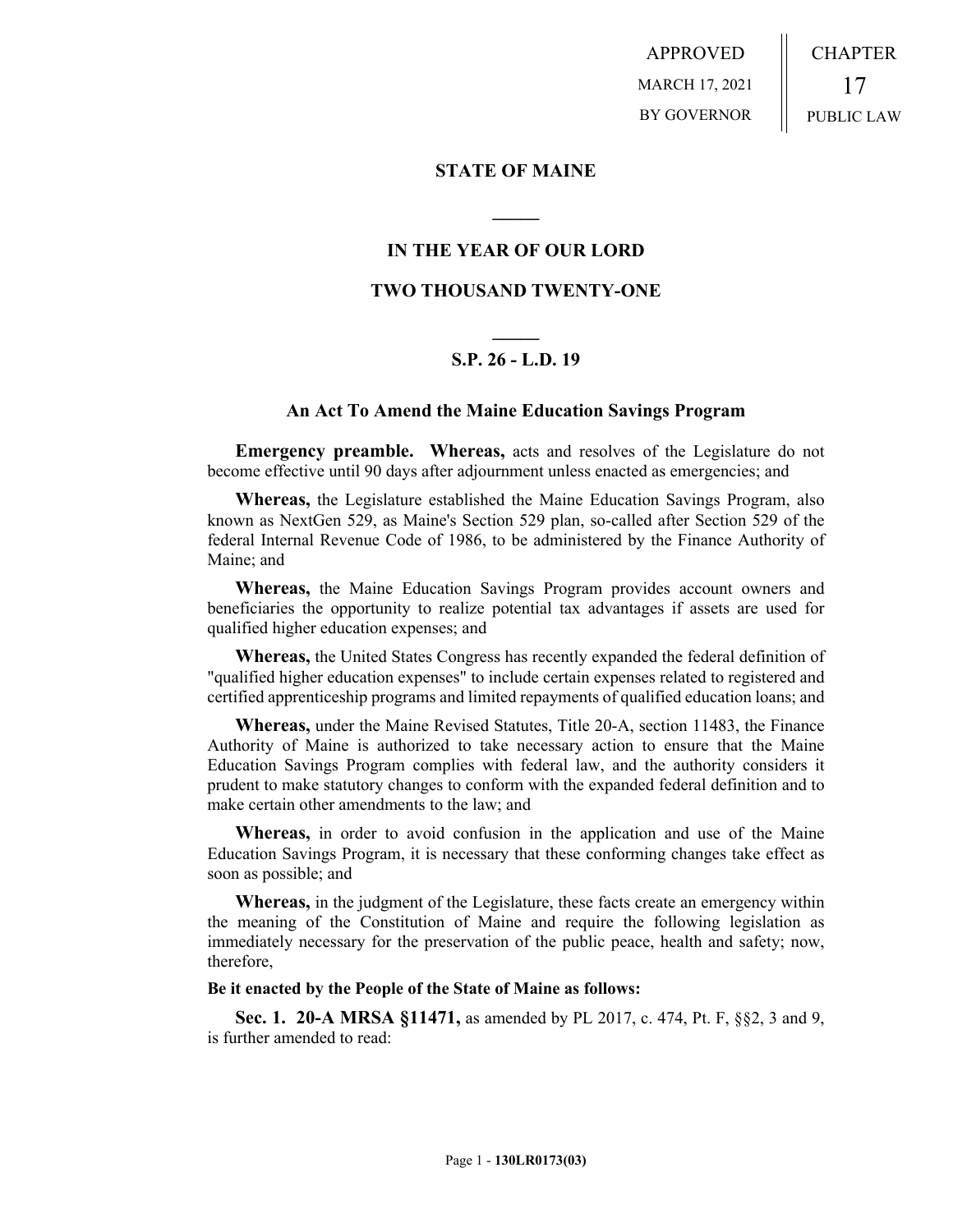APPROVED
MARCH 17, 2021
BY GOVERNOR

CHAPTER
17
PUBLIC LAW

## STATE OF MAINE

## IN THE YEAR OF OUR LORD

## TWO THOUSAND TWENTY-ONE

## S.P. 26 - L.D. 19

### An Act To Amend the Maine Education Savings Program

**Emergency preamble. Whereas,** acts and resolves of the Legislature do not become effective until 90 days after adjournment unless enacted as emergencies; and

**Whereas,** the Legislature established the Maine Education Savings Program, also known as NextGen 529, as Maine's Section 529 plan, so-called after Section 529 of the federal Internal Revenue Code of 1986, to be administered by the Finance Authority of Maine; and

**Whereas,** the Maine Education Savings Program provides account owners and beneficiaries the opportunity to realize potential tax advantages if assets are used for qualified higher education expenses; and

**Whereas,** the United States Congress has recently expanded the federal definition of "qualified higher education expenses" to include certain expenses related to registered and certified apprenticeship programs and limited repayments of qualified education loans; and

**Whereas,** under the Maine Revised Statutes, Title 20-A, section 11483, the Finance Authority of Maine is authorized to take necessary action to ensure that the Maine Education Savings Program complies with federal law, and the authority considers it prudent to make statutory changes to conform with the expanded federal definition and to make certain other amendments to the law; and

**Whereas,** in order to avoid confusion in the application and use of the Maine Education Savings Program, it is necessary that these conforming changes take effect as soon as possible; and

**Whereas,** in the judgment of the Legislature, these facts create an emergency within the meaning of the Constitution of Maine and require the following legislation as immediately necessary for the preservation of the public peace, health and safety; now, therefore,

**Be it enacted by the People of the State of Maine as follows:**

**Sec. 1. 20-A MRSA §11471,** as amended by PL 2017, c. 474, Pt. F, §§2, 3 and 9, is further amended to read: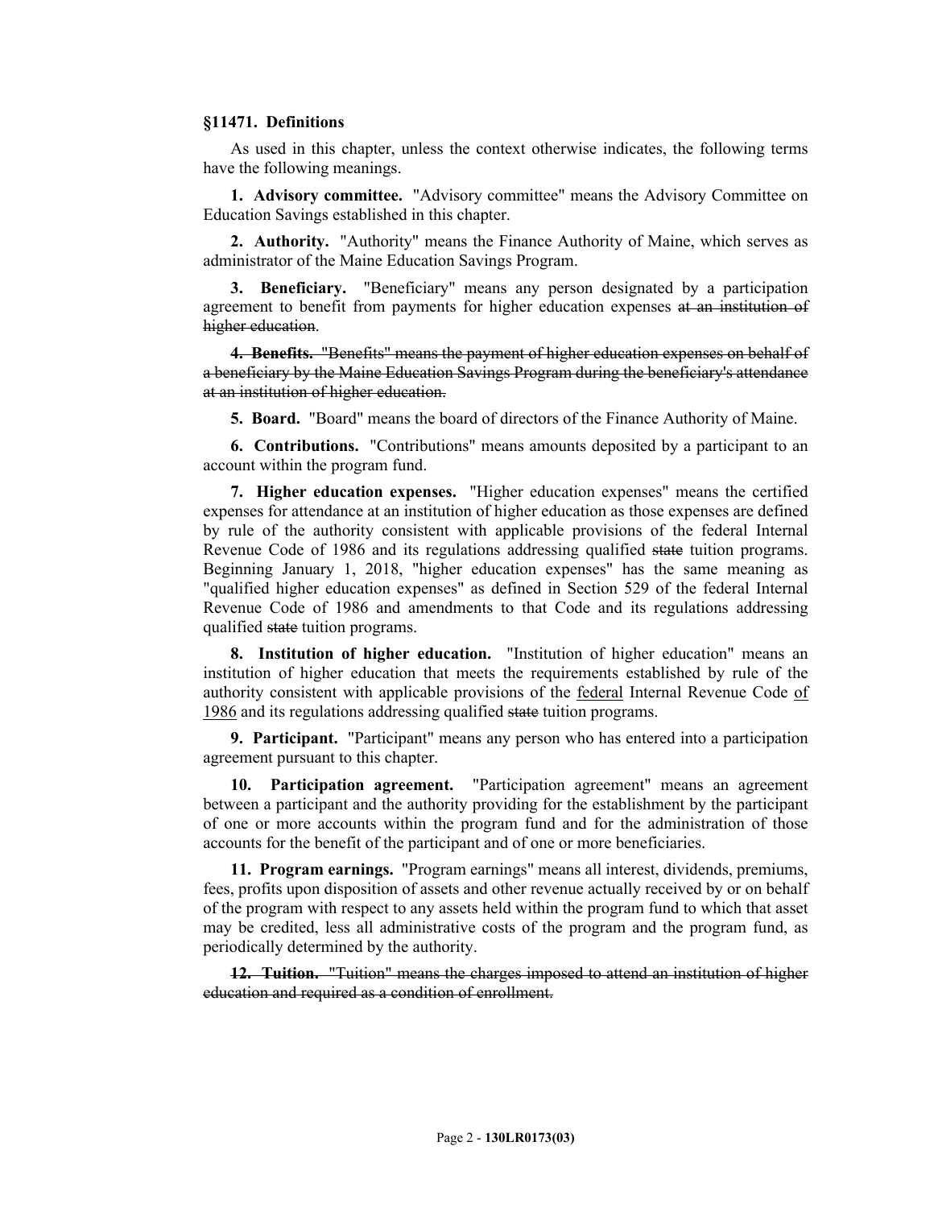**§11471. Definitions**

As used in this chapter, unless the context otherwise indicates, the following terms have the following meanings.

**1. Advisory committee.** "Advisory committee" means the Advisory Committee on Education Savings established in this chapter.

**2. Authority.** "Authority" means the Finance Authority of Maine, which serves as administrator of the Maine Education Savings Program.

**3. Beneficiary.** "Beneficiary" means any person designated by a participation agreement to benefit from payments for higher education expenses ~~at an institution of higher education~~.

~~**4. Benefits.** "Benefits" means the payment of higher education expenses on behalf of a beneficiary by the Maine Education Savings Program during the beneficiary's attendance at an institution of higher education.~~

**5. Board.** "Board" means the board of directors of the Finance Authority of Maine.

**6. Contributions.** "Contributions" means amounts deposited by a participant to an account within the program fund.

**7. Higher education expenses.** "Higher education expenses" means the certified expenses for attendance at an institution of higher education as those expenses are defined by rule of the authority consistent with applicable provisions of the federal Internal Revenue Code of 1986 and its regulations addressing qualified ~~state~~ tuition programs. Beginning January 1, 2018, "higher education expenses" has the same meaning as "qualified higher education expenses" as defined in Section 529 of the federal Internal Revenue Code of 1986 and amendments to that Code and its regulations addressing qualified ~~state~~ tuition programs.

**8. Institution of higher education.** "Institution of higher education" means an institution of higher education that meets the requirements established by rule of the authority consistent with applicable provisions of the <u>federal</u> Internal Revenue Code <u>of 1986</u> and its regulations addressing qualified ~~state~~ tuition programs.

**9. Participant.** "Participant" means any person who has entered into a participation agreement pursuant to this chapter.

**10. Participation agreement.** "Participation agreement" means an agreement between a participant and the authority providing for the establishment by the participant of one or more accounts within the program fund and for the administration of those accounts for the benefit of the participant and of one or more beneficiaries.

**11. Program earnings.** "Program earnings" means all interest, dividends, premiums, fees, profits upon disposition of assets and other revenue actually received by or on behalf of the program with respect to any assets held within the program fund to which that asset may be credited, less all administrative costs of the program and the program fund, as periodically determined by the authority.

~~**12. Tuition.** "Tuition" means the charges imposed to attend an institution of higher education and required as a condition of enrollment.~~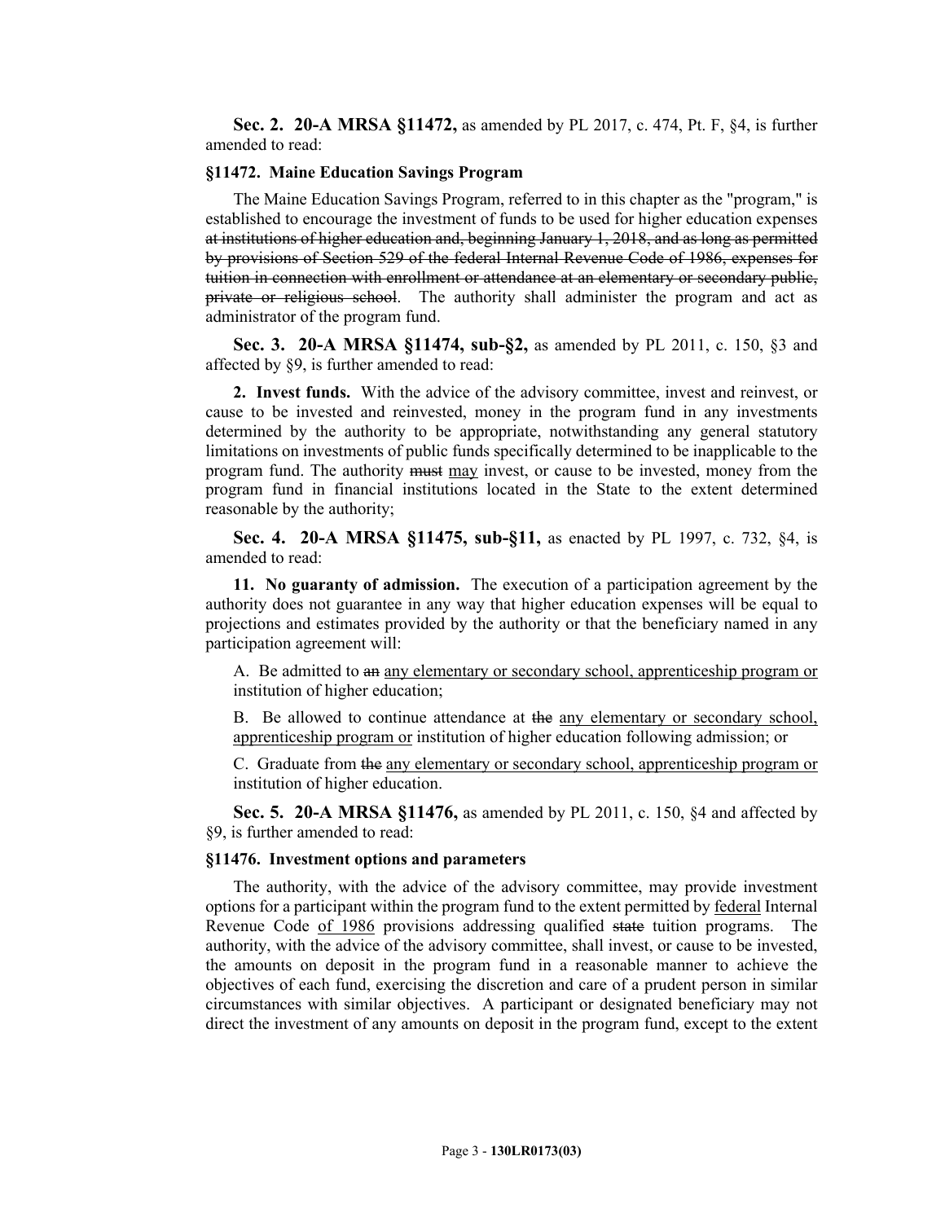**Sec. 2. 20-A MRSA §11472,** as amended by PL 2017, c. 474, Pt. F, §4, is further amended to read:

**§11472. Maine Education Savings Program**

The Maine Education Savings Program, referred to in this chapter as the "program," is established to encourage the investment of funds to be used for higher education expenses ~~at institutions of higher education and, beginning January 1, 2018, and as long as permitted by provisions of Section 529 of the federal Internal Revenue Code of 1986, expenses for tuition in connection with enrollment or attendance at an elementary or secondary public, private or religious school~~. The authority shall administer the program and act as administrator of the program fund.

**Sec. 3. 20-A MRSA §11474, sub-§2,** as amended by PL 2011, c. 150, §3 and affected by §9, is further amended to read:

**2. Invest funds.** With the advice of the advisory committee, invest and reinvest, or cause to be invested and reinvested, money in the program fund in any investments determined by the authority to be appropriate, notwithstanding any general statutory limitations on investments of public funds specifically determined to be inapplicable to the program fund. The authority ~~must~~ <u>may</u> invest, or cause to be invested, money from the program fund in financial institutions located in the State to the extent determined reasonable by the authority;

**Sec. 4. 20-A MRSA §11475, sub-§11,** as enacted by PL 1997, c. 732, §4, is amended to read:

**11. No guaranty of admission.** The execution of a participation agreement by the authority does not guarantee in any way that higher education expenses will be equal to projections and estimates provided by the authority or that the beneficiary named in any participation agreement will:

A. Be admitted to ~~an~~ <u>any elementary or secondary school, apprenticeship program or</u> institution of higher education;

B. Be allowed to continue attendance at ~~the~~ <u>any elementary or secondary school, apprenticeship program or</u> institution of higher education following admission; or

C. Graduate from ~~the~~ <u>any elementary or secondary school, apprenticeship program or</u> institution of higher education.

**Sec. 5. 20-A MRSA §11476,** as amended by PL 2011, c. 150, §4 and affected by §9, is further amended to read:

**§11476. Investment options and parameters**

The authority, with the advice of the advisory committee, may provide investment options for a participant within the program fund to the extent permitted by <u>federal</u> Internal Revenue Code <u>of 1986</u> provisions addressing qualified ~~state~~ tuition programs. The authority, with the advice of the advisory committee, shall invest, or cause to be invested, the amounts on deposit in the program fund in a reasonable manner to achieve the objectives of each fund, exercising the discretion and care of a prudent person in similar circumstances with similar objectives. A participant or designated beneficiary may not direct the investment of any amounts on deposit in the program fund, except to the extent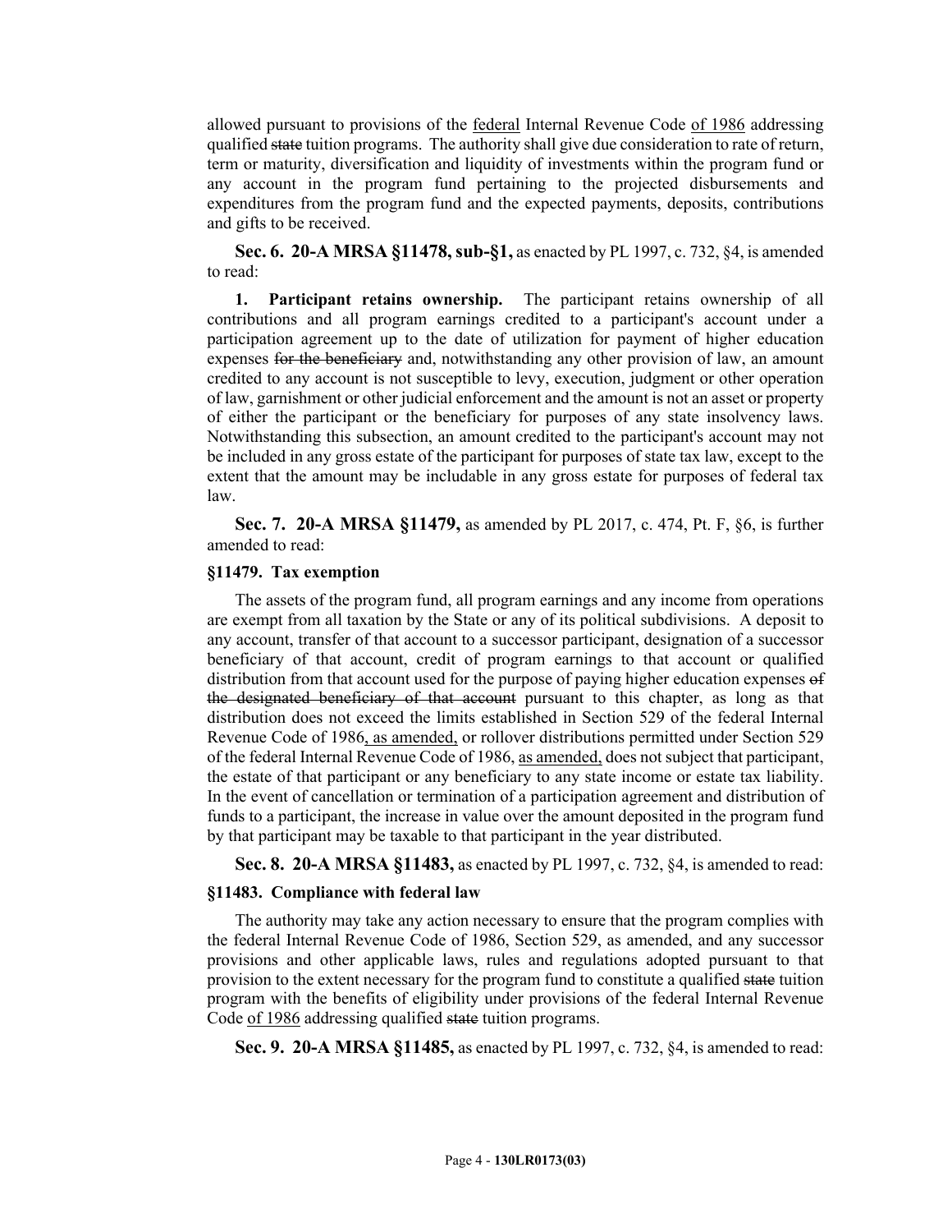allowed pursuant to provisions of the federal Internal Revenue Code of 1986 addressing qualified ~~state~~ tuition programs. The authority shall give due consideration to rate of return, term or maturity, diversification and liquidity of investments within the program fund or any account in the program fund pertaining to the projected disbursements and expenditures from the program fund and the expected payments, deposits, contributions and gifts to be received.

**Sec. 6. 20-A MRSA §11478, sub-§1,** as enacted by PL 1997, c. 732, §4, is amended to read:

**1. Participant retains ownership.** The participant retains ownership of all contributions and all program earnings credited to a participant's account under a participation agreement up to the date of utilization for payment of higher education expenses ~~for the beneficiary~~ and, notwithstanding any other provision of law, an amount credited to any account is not susceptible to levy, execution, judgment or other operation of law, garnishment or other judicial enforcement and the amount is not an asset or property of either the participant or the beneficiary for purposes of any state insolvency laws. Notwithstanding this subsection, an amount credited to the participant's account may not be included in any gross estate of the participant for purposes of state tax law, except to the extent that the amount may be includable in any gross estate for purposes of federal tax law.

**Sec. 7. 20-A MRSA §11479,** as amended by PL 2017, c. 474, Pt. F, §6, is further amended to read:

**§11479. Tax exemption**

The assets of the program fund, all program earnings and any income from operations are exempt from all taxation by the State or any of its political subdivisions. A deposit to any account, transfer of that account to a successor participant, designation of a successor beneficiary of that account, credit of program earnings to that account or qualified distribution from that account used for the purpose of paying higher education expenses ~~of the designated beneficiary of that account~~ pursuant to this chapter, as long as that distribution does not exceed the limits established in Section 529 of the federal Internal Revenue Code of 1986, as amended, or rollover distributions permitted under Section 529 of the federal Internal Revenue Code of 1986, as amended, does not subject that participant, the estate of that participant or any beneficiary to any state income or estate tax liability. In the event of cancellation or termination of a participation agreement and distribution of funds to a participant, the increase in value over the amount deposited in the program fund by that participant may be taxable to that participant in the year distributed.

**Sec. 8. 20-A MRSA §11483,** as enacted by PL 1997, c. 732, §4, is amended to read:

**§11483. Compliance with federal law**

The authority may take any action necessary to ensure that the program complies with the federal Internal Revenue Code of 1986, Section 529, as amended, and any successor provisions and other applicable laws, rules and regulations adopted pursuant to that provision to the extent necessary for the program fund to constitute a qualified ~~state~~ tuition program with the benefits of eligibility under provisions of the federal Internal Revenue Code of 1986 addressing qualified ~~state~~ tuition programs.

**Sec. 9. 20-A MRSA §11485,** as enacted by PL 1997, c. 732, §4, is amended to read: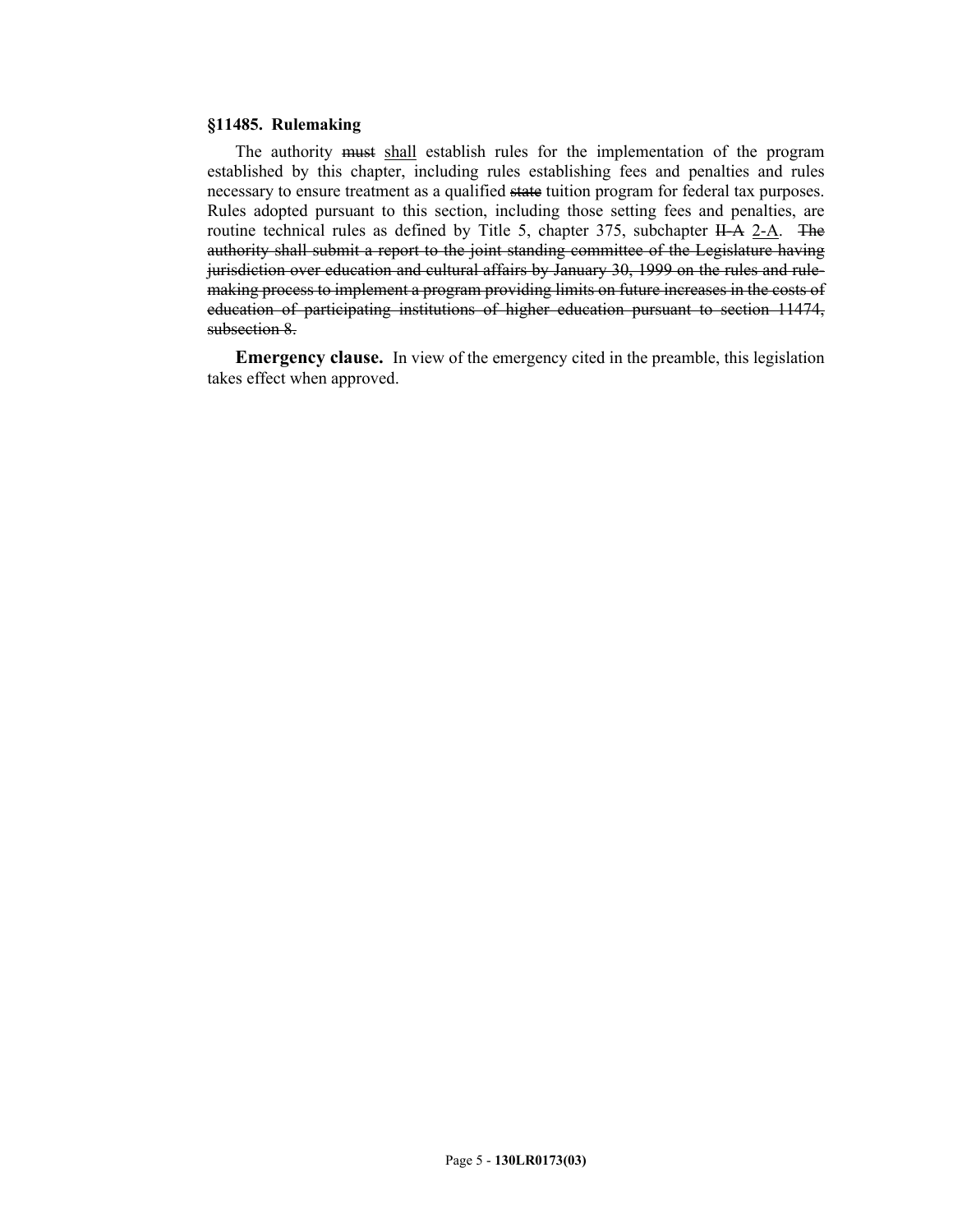**§11485. Rulemaking**

The authority ~~must~~ <u>shall</u> establish rules for the implementation of the program established by this chapter, including rules establishing fees and penalties and rules necessary to ensure treatment as a qualified ~~state~~ tuition program for federal tax purposes. Rules adopted pursuant to this section, including those setting fees and penalties, are routine technical rules as defined by Title 5, chapter 375, subchapter ~~II-A~~ <u>2-A</u>. ~~The authority shall submit a report to the joint standing committee of the Legislature having jurisdiction over education and cultural affairs by January 30, 1999 on the rules and rule-making process to implement a program providing limits on future increases in the costs of education of participating institutions of higher education pursuant to section 11474, subsection 8.~~

**Emergency clause.** In view of the emergency cited in the preamble, this legislation takes effect when approved.